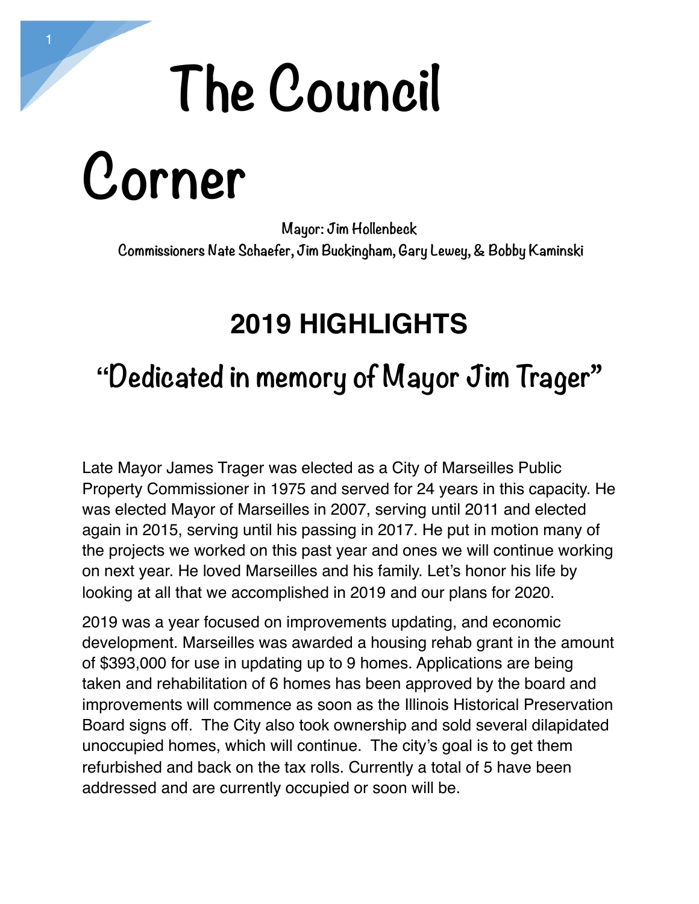# The Council Corner

**Mayor: Jim Hollenbeck**

**Commissioners Nate Schaefer, Jim Buckingham, Gary Lewey, & Bobby Kaminski**

## 2019 HIGHLIGHTS

## "Dedicated in memory of Mayor Jim Trager"

Late Mayor James Trager was elected as a City of Marseilles Public Property Commissioner in 1975 and served for 24 years in this capacity. He was elected Mayor of Marseilles in 2007, serving until 2011 and elected again in 2015, serving until his passing in 2017. He put in motion many of the projects we worked on this past year and ones we will continue working on next year. He loved Marseilles and his family. Let's honor his life by looking at all that we accomplished in 2019 and our plans for 2020.

2019 was a year focused on improvements updating, and economic development. Marseilles was awarded a housing rehab grant in the amount of $393,000 for use in updating up to 9 homes. Applications are being taken and rehabilitation of 6 homes has been approved by the board and improvements will commence as soon as the Illinois Historical Preservation Board signs off. The City also took ownership and sold several dilapidated unoccupied homes, which will continue. The city's goal is to get them refurbished and back on the tax rolls. Currently a total of 5 have been addressed and are currently occupied or soon will be.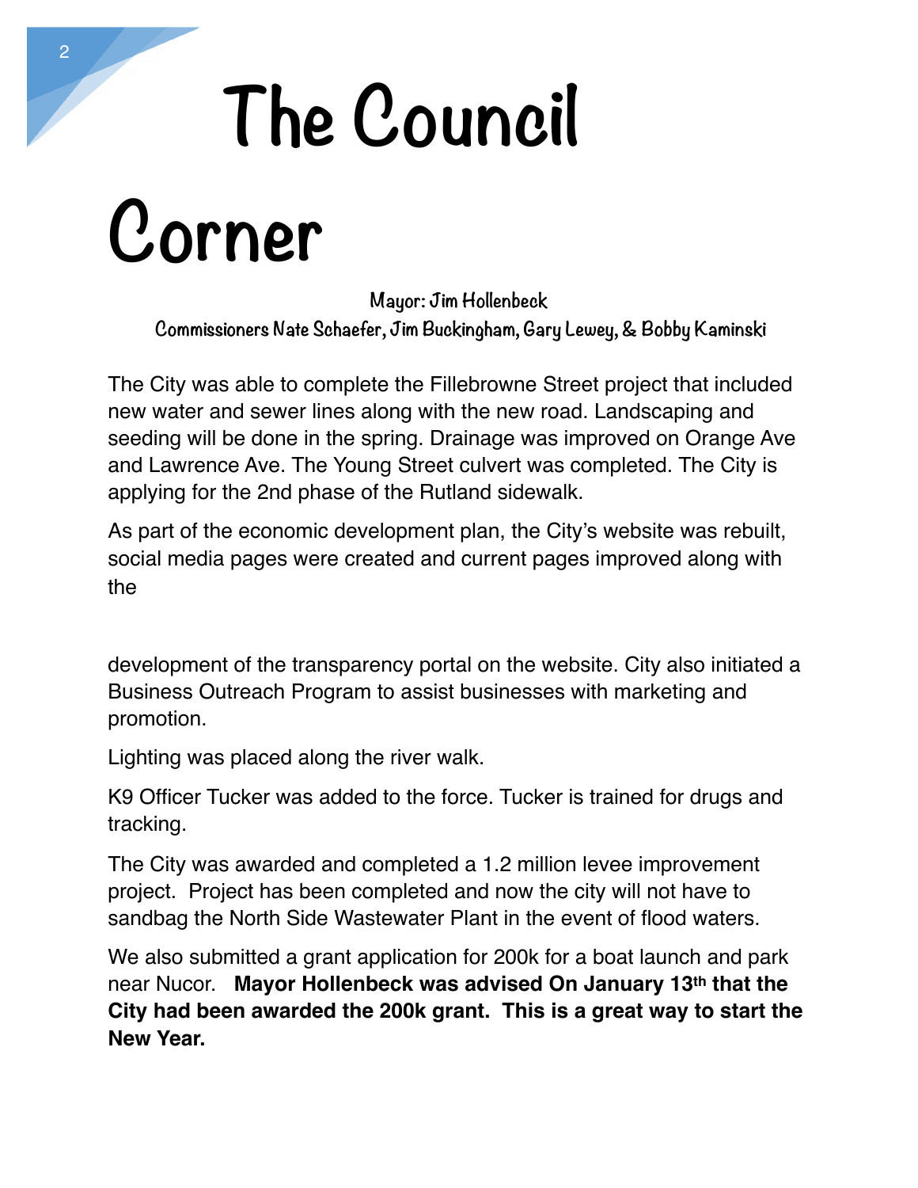# The Council Corner

**Mayor: Jim Hollenbeck**
**Commissioners Nate Schaefer, Jim Buckingham, Gary Lewey, & Bobby Kaminski**

The City was able to complete the Fillebrowne Street project that included new water and sewer lines along with the new road. Landscaping and seeding will be done in the spring. Drainage was improved on Orange Ave and Lawrence Ave. The Young Street culvert was completed. The City is applying for the 2nd phase of the Rutland sidewalk.

As part of the economic development plan, the City's website was rebuilt, social media pages were created and current pages improved along with the development of the transparency portal on the website. City also initiated a Business Outreach Program to assist businesses with marketing and promotion.

Lighting was placed along the river walk.

K9 Officer Tucker was added to the force. Tucker is trained for drugs and tracking.

The City was awarded and completed a 1.2 million levee improvement project. Project has been completed and now the city will not have to sandbag the North Side Wastewater Plant in the event of flood waters.

We also submitted a grant application for 200k for a boat launch and park near Nucor. **Mayor Hollenbeck was advised On January 13th that the City had been awarded the 200k grant. This is a great way to start the New Year.**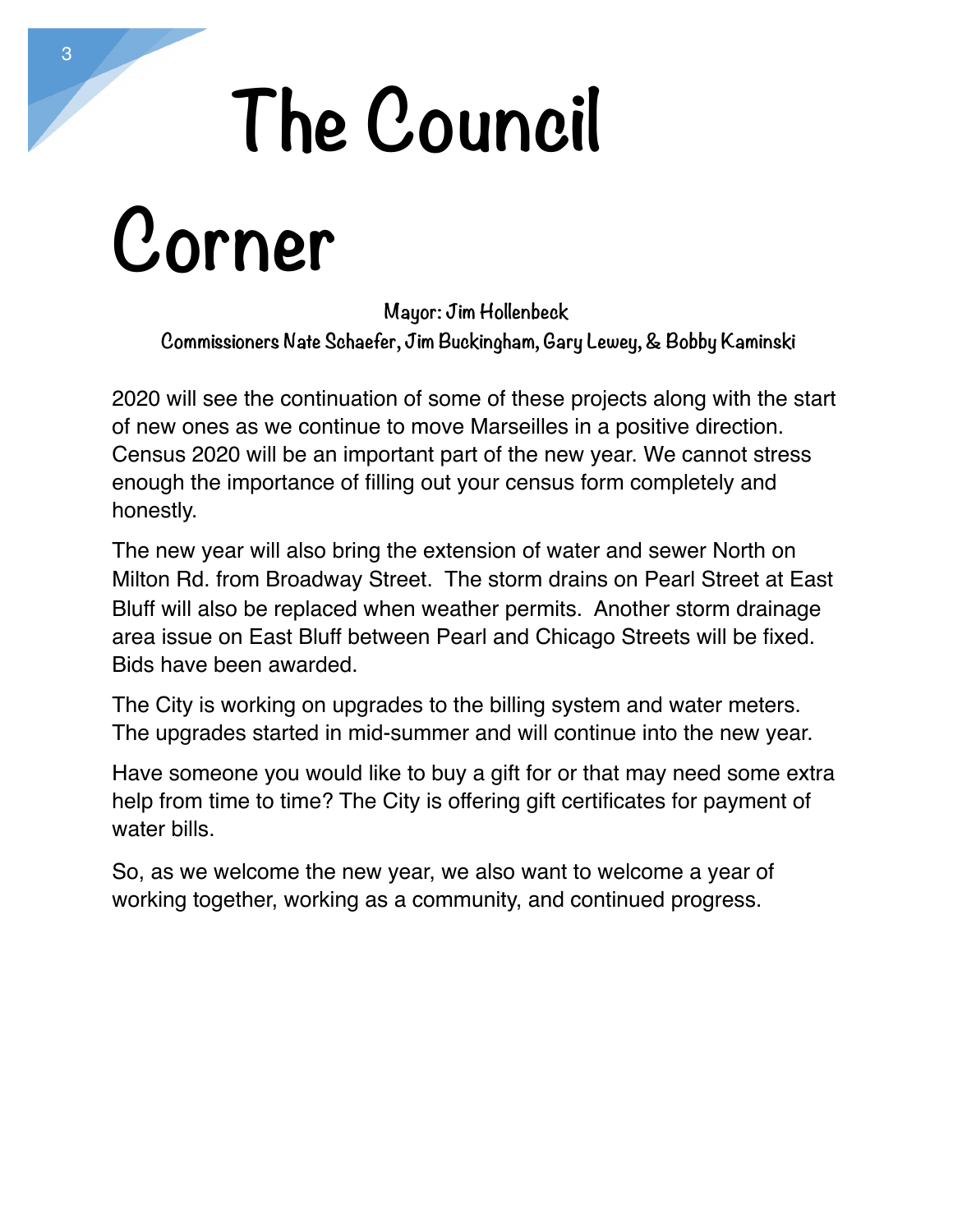# The Council Corner

**Mayor: Jim Hollenbeck**
**Commissioners Nate Schaefer, Jim Buckingham, Gary Lewey, & Bobby Kaminski**

2020 will see the continuation of some of these projects along with the start of new ones as we continue to move Marseilles in a positive direction. Census 2020 will be an important part of the new year. We cannot stress enough the importance of filling out your census form completely and honestly.

The new year will also bring the extension of water and sewer North on Milton Rd. from Broadway Street. The storm drains on Pearl Street at East Bluff will also be replaced when weather permits. Another storm drainage area issue on East Bluff between Pearl and Chicago Streets will be fixed. Bids have been awarded.

The City is working on upgrades to the billing system and water meters. The upgrades started in mid-summer and will continue into the new year.

Have someone you would like to buy a gift for or that may need some extra help from time to time? The City is offering gift certificates for payment of water bills.

So, as we welcome the new year, we also want to welcome a year of working together, working as a community, and continued progress.